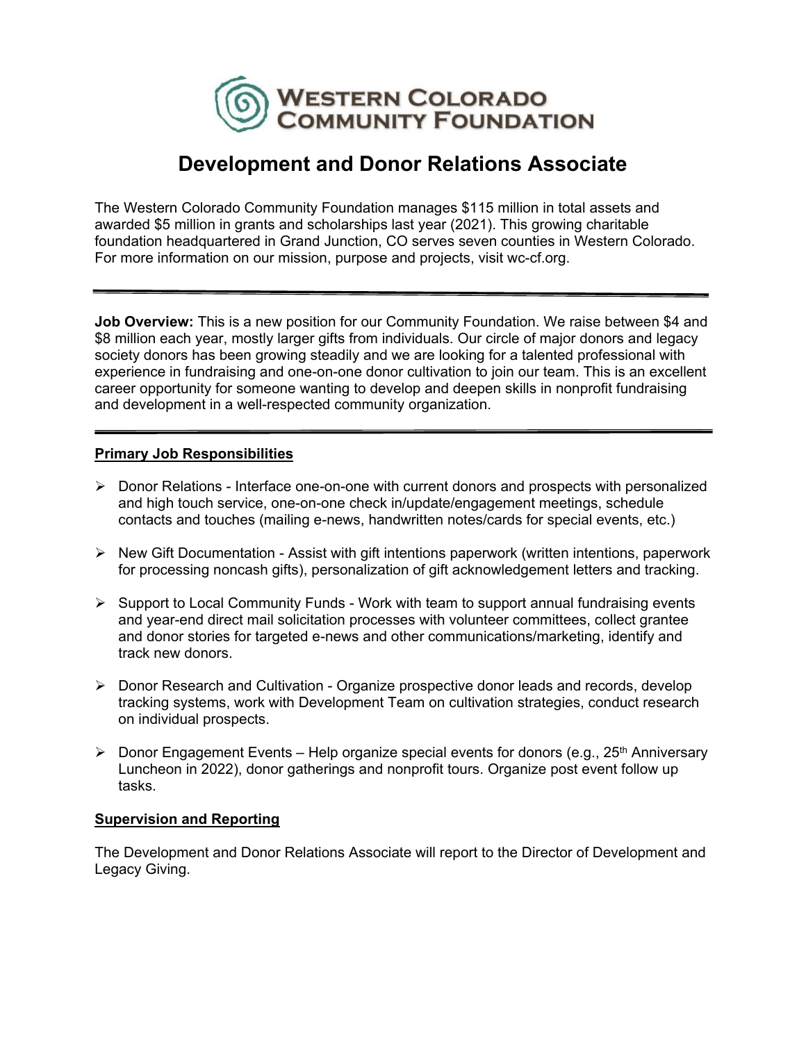# Western Colorado Community Foundation

## Development and Donor Relations Associate

The Western Colorado Community Foundation manages $115 million in total assets and awarded $5 million in grants and scholarships last year (2021). This growing charitable foundation headquartered in Grand Junction, CO serves seven counties in Western Colorado. For more information on our mission, purpose and projects, visit wc-cf.org.

---

**Job Overview:** This is a new position for our Community Foundation. We raise between $4 and $8 million each year, mostly larger gifts from individuals. Our circle of major donors and legacy society donors has been growing steadily and we are looking for a talented professional with experience in fundraising and one-on-one donor cultivation to join our team. This is an excellent career opportunity for someone wanting to develop and deepen skills in nonprofit fundraising and development in a well-respected community organization.

---

### Primary Job Responsibilities

- Donor Relations - Interface one-on-one with current donors and prospects with personalized and high touch service, one-on-one check in/update/engagement meetings, schedule contacts and touches (mailing e-news, handwritten notes/cards for special events, etc.)
- New Gift Documentation - Assist with gift intentions paperwork (written intentions, paperwork for processing noncash gifts), personalization of gift acknowledgement letters and tracking.
- Support to Local Community Funds - Work with team to support annual fundraising events and year-end direct mail solicitation processes with volunteer committees, collect grantee and donor stories for targeted e-news and other communications/marketing, identify and track new donors.
- Donor Research and Cultivation - Organize prospective donor leads and records, develop tracking systems, work with Development Team on cultivation strategies, conduct research on individual prospects.
- Donor Engagement Events – Help organize special events for donors (e.g., 25th Anniversary Luncheon in 2022), donor gatherings and nonprofit tours. Organize post event follow up tasks.

### Supervision and Reporting

The Development and Donor Relations Associate will report to the Director of Development and Legacy Giving.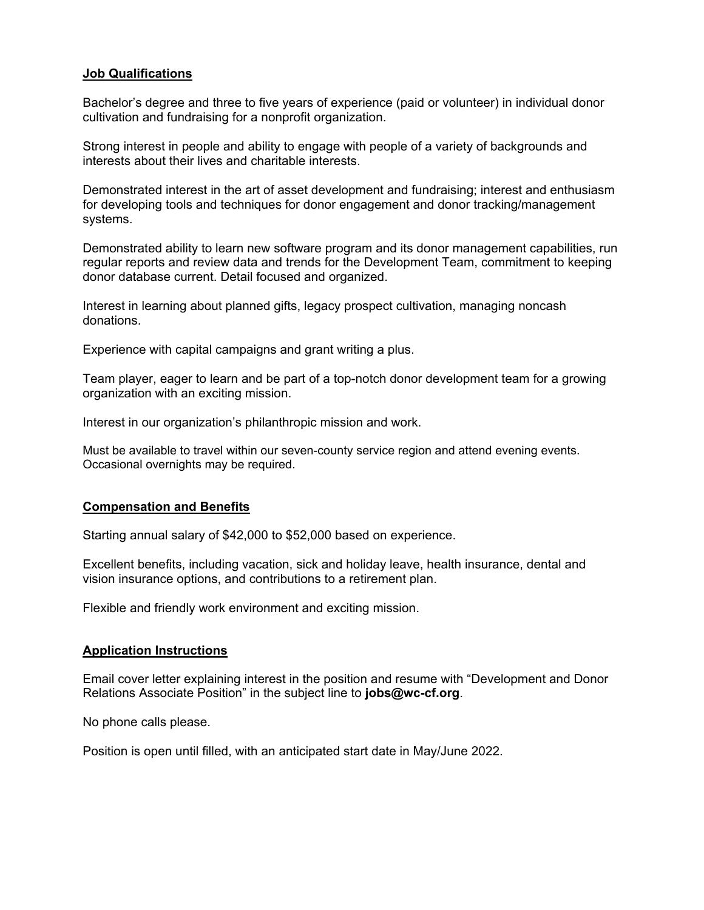## Job Qualifications

Bachelor's degree and three to five years of experience (paid or volunteer) in individual donor cultivation and fundraising for a nonprofit organization.

Strong interest in people and ability to engage with people of a variety of backgrounds and interests about their lives and charitable interests.

Demonstrated interest in the art of asset development and fundraising; interest and enthusiasm for developing tools and techniques for donor engagement and donor tracking/management systems.

Demonstrated ability to learn new software program and its donor management capabilities, run regular reports and review data and trends for the Development Team, commitment to keeping donor database current. Detail focused and organized.

Interest in learning about planned gifts, legacy prospect cultivation, managing noncash donations.

Experience with capital campaigns and grant writing a plus.

Team player, eager to learn and be part of a top-notch donor development team for a growing organization with an exciting mission.

Interest in our organization's philanthropic mission and work.

Must be available to travel within our seven-county service region and attend evening events. Occasional overnights may be required.

## Compensation and Benefits

Starting annual salary of $42,000 to $52,000 based on experience.

Excellent benefits, including vacation, sick and holiday leave, health insurance, dental and vision insurance options, and contributions to a retirement plan.

Flexible and friendly work environment and exciting mission.

## Application Instructions

Email cover letter explaining interest in the position and resume with "Development and Donor Relations Associate Position" in the subject line to **jobs@wc-cf.org**.

No phone calls please.

Position is open until filled, with an anticipated start date in May/June 2022.